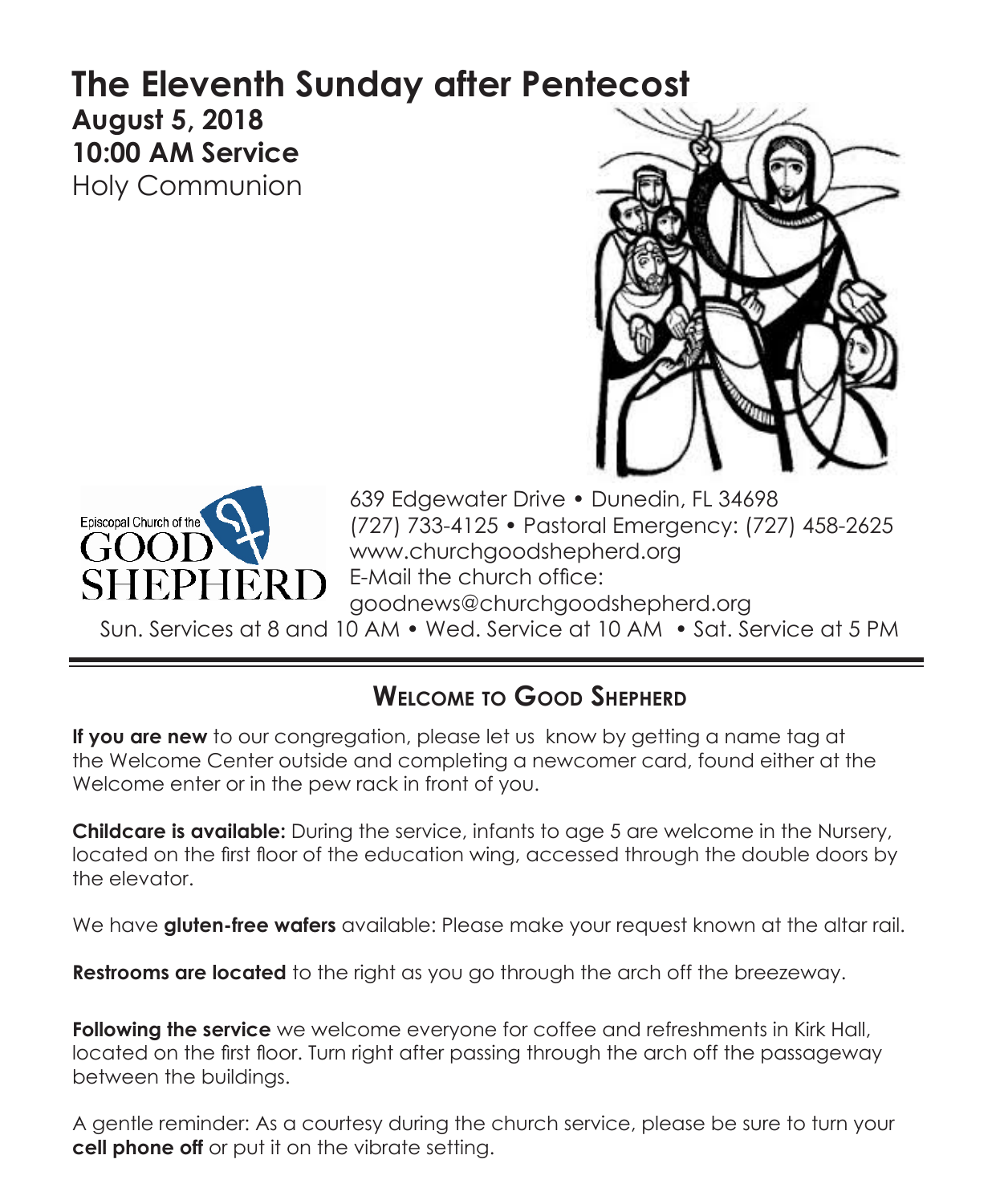# The Eleventh Sunday after Pentecost

**August 5, 2018**
**10:00 AM Service**
Holy Communion

Episcopal Church of the GOOD SHEPHERD

639 Edgewater Drive • Dunedin, FL 34698
(727) 733-4125 • Pastoral Emergency: (727) 458-2625
www.churchgoodshepherd.org
E-Mail the church office:
goodnews@churchgoodshepherd.org

Sun. Services at 8 and 10 AM • Wed. Service at 10 AM • Sat. Service at 5 PM

---

## Welcome to Good Shepherd

**If you are new** to our congregation, please let us know by getting a name tag at the Welcome Center outside and completing a newcomer card, found either at the Welcome enter or in the pew rack in front of you.

**Childcare is available:** During the service, infants to age 5 are welcome in the Nursery, located on the first floor of the education wing, accessed through the double doors by the elevator.

We have **gluten-free wafers** available: Please make your request known at the altar rail.

**Restrooms are located** to the right as you go through the arch off the breezeway.

**Following the service** we welcome everyone for coffee and refreshments in Kirk Hall, located on the first floor. Turn right after passing through the arch off the passageway between the buildings.

A gentle reminder: As a courtesy during the church service, please be sure to turn your **cell phone off** or put it on the vibrate setting.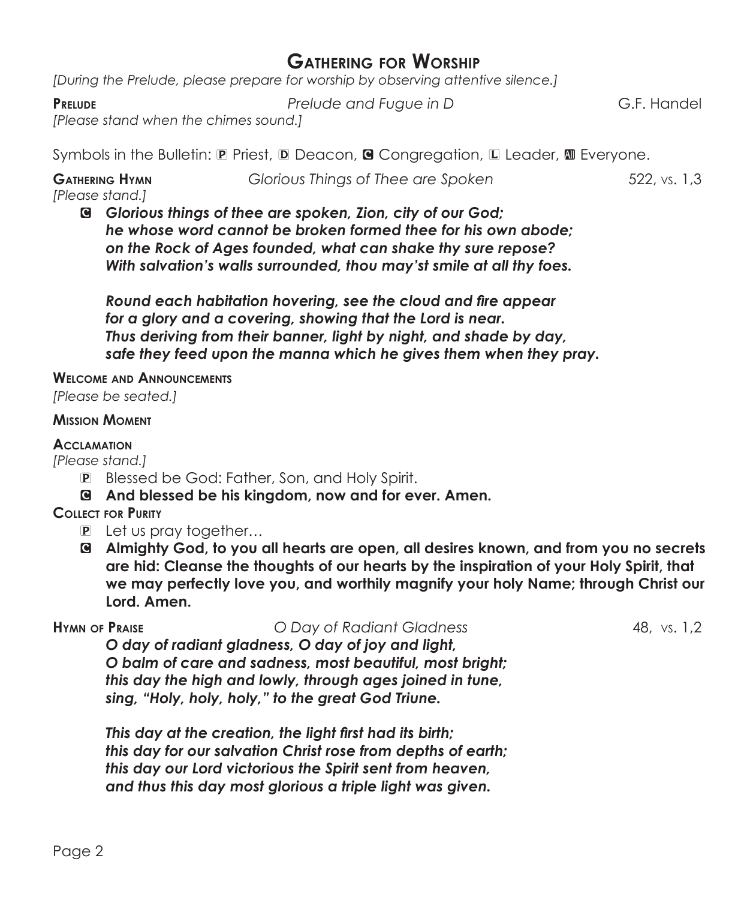# Gathering for Worship

*[During the Prelude, please prepare for worship by observing attentive silence.]*

**Prelude** *Prelude and Fugue in D* G.F. Handel

*[Please stand when the chimes sound.]*

Symbols in the Bulletin: P Priest, D Deacon, C Congregation, L Leader, All Everyone.

**Gathering Hymn** *Glorious Things of Thee are Spoken* 522, vs. 1,3

*[Please stand.]*

C ***Glorious things of thee are spoken, Zion, city of our God;***
***he whose word cannot be broken formed thee for his own abode;***
***on the Rock of Ages founded, what can shake thy sure repose?***
***With salvation's walls surrounded, thou may'st smile at all thy foes.***

***Round each habitation hovering, see the cloud and fire appear***
***for a glory and a covering, showing that the Lord is near.***
***Thus deriving from their banner, light by night, and shade by day,***
***safe they feed upon the manna which he gives them when they pray.***

**Welcome and Announcements**

*[Please be seated.]*

**Mission Moment**

**Acclamation**

*[Please stand.]*

P Blessed be God: Father, Son, and Holy Spirit.

C **And blessed be his kingdom, now and for ever. Amen.**

**Collect for Purity**

P Let us pray together…

C **Almighty God, to you all hearts are open, all desires known, and from you no secrets are hid: Cleanse the thoughts of our hearts by the inspiration of your Holy Spirit, that we may perfectly love you, and worthily magnify your holy Name; through Christ our Lord. Amen.**

**Hymn of Praise** *O Day of Radiant Gladness* 48, vs. 1,2

***O day of radiant gladness, O day of joy and light,***
***O balm of care and sadness, most beautiful, most bright;***
***this day the high and lowly, through ages joined in tune,***
***sing, "Holy, holy, holy," to the great God Triune.***

***This day at the creation, the light first had its birth;***
***this day for our salvation Christ rose from depths of earth;***
***this day our Lord victorious the Spirit sent from heaven,***
***and thus this day most glorious a triple light was given.***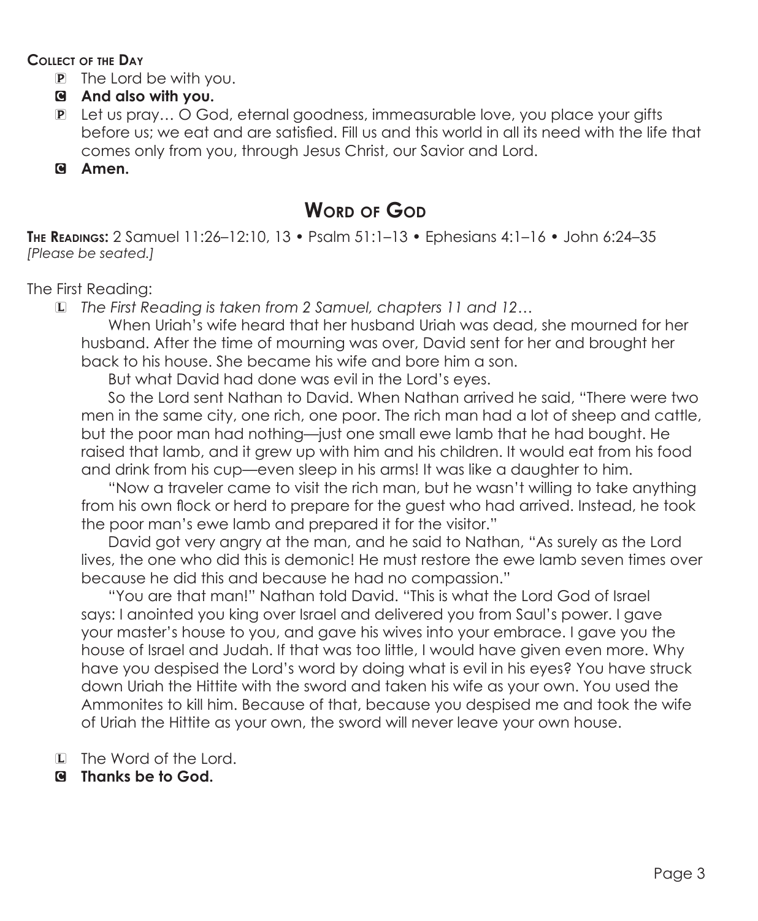**Collect of the Day**

P The Lord be with you.

**C And also with you.**

P Let us pray… O God, eternal goodness, immeasurable love, you place your gifts before us; we eat and are satisfied. Fill us and this world in all its need with the life that comes only from you, through Jesus Christ, our Savior and Lord.

**C Amen.**

## Word of God

**The Readings:** 2 Samuel 11:26–12:10, 13 • Psalm 51:1–13 • Ephesians 4:1–16 • John 6:24–35
*[Please be seated.]*

The First Reading:

L *The First Reading is taken from 2 Samuel, chapters 11 and 12…*

When Uriah's wife heard that her husband Uriah was dead, she mourned for her husband. After the time of mourning was over, David sent for her and brought her back to his house. She became his wife and bore him a son.

But what David had done was evil in the Lord's eyes.

So the Lord sent Nathan to David. When Nathan arrived he said, "There were two men in the same city, one rich, one poor. The rich man had a lot of sheep and cattle, but the poor man had nothing—just one small ewe lamb that he had bought. He raised that lamb, and it grew up with him and his children. It would eat from his food and drink from his cup—even sleep in his arms! It was like a daughter to him.

"Now a traveler came to visit the rich man, but he wasn't willing to take anything from his own flock or herd to prepare for the guest who had arrived. Instead, he took the poor man's ewe lamb and prepared it for the visitor."

David got very angry at the man, and he said to Nathan, "As surely as the Lord lives, the one who did this is demonic! He must restore the ewe lamb seven times over because he did this and because he had no compassion."

"You are that man!" Nathan told David. "This is what the Lord God of Israel says: I anointed you king over Israel and delivered you from Saul's power. I gave your master's house to you, and gave his wives into your embrace. I gave you the house of Israel and Judah. If that was too little, I would have given even more. Why have you despised the Lord's word by doing what is evil in his eyes? You have struck down Uriah the Hittite with the sword and taken his wife as your own. You used the Ammonites to kill him. Because of that, because you despised me and took the wife of Uriah the Hittite as your own, the sword will never leave your own house.

L The Word of the Lord.

**C Thanks be to God.**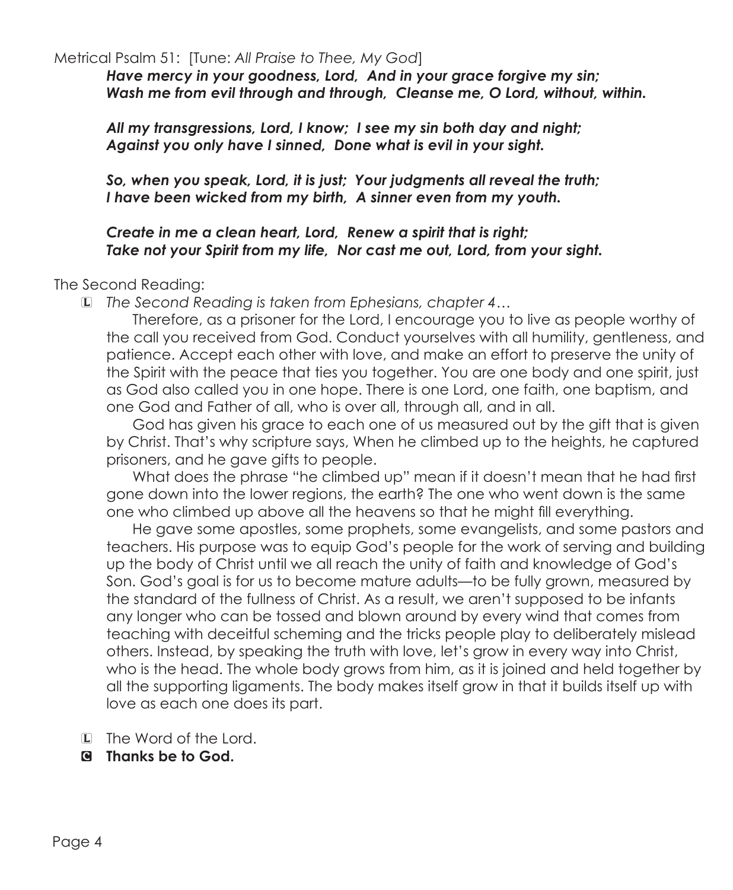Metrical Psalm 51: [Tune: *All Praise to Thee, My God*]

***Have mercy in your goodness, Lord, And in your grace forgive my sin;***
***Wash me from evil through and through, Cleanse me, O Lord, without, within.***

***All my transgressions, Lord, I know; I see my sin both day and night;***
***Against you only have I sinned, Done what is evil in your sight.***

***So, when you speak, Lord, it is just; Your judgments all reveal the truth;***
***I have been wicked from my birth, A sinner even from my youth.***

***Create in me a clean heart, Lord, Renew a spirit that is right;***
***Take not your Spirit from my life, Nor cast me out, Lord, from your sight.***

The Second Reading:

L *The Second Reading is taken from Ephesians, chapter 4…*

Therefore, as a prisoner for the Lord, I encourage you to live as people worthy of the call you received from God. Conduct yourselves with all humility, gentleness, and patience. Accept each other with love, and make an effort to preserve the unity of the Spirit with the peace that ties you together. You are one body and one spirit, just as God also called you in one hope. There is one Lord, one faith, one baptism, and one God and Father of all, who is over all, through all, and in all.

God has given his grace to each one of us measured out by the gift that is given by Christ. That's why scripture says, When he climbed up to the heights, he captured prisoners, and he gave gifts to people.

What does the phrase "he climbed up" mean if it doesn't mean that he had first gone down into the lower regions, the earth? The one who went down is the same one who climbed up above all the heavens so that he might fill everything.

He gave some apostles, some prophets, some evangelists, and some pastors and teachers. His purpose was to equip God's people for the work of serving and building up the body of Christ until we all reach the unity of faith and knowledge of God's Son. God's goal is for us to become mature adults—to be fully grown, measured by the standard of the fullness of Christ. As a result, we aren't supposed to be infants any longer who can be tossed and blown around by every wind that comes from teaching with deceitful scheming and the tricks people play to deliberately mislead others. Instead, by speaking the truth with love, let's grow in every way into Christ, who is the head. The whole body grows from him, as it is joined and held together by all the supporting ligaments. The body makes itself grow in that it builds itself up with love as each one does its part.

L The Word of the Lord.

**C Thanks be to God.**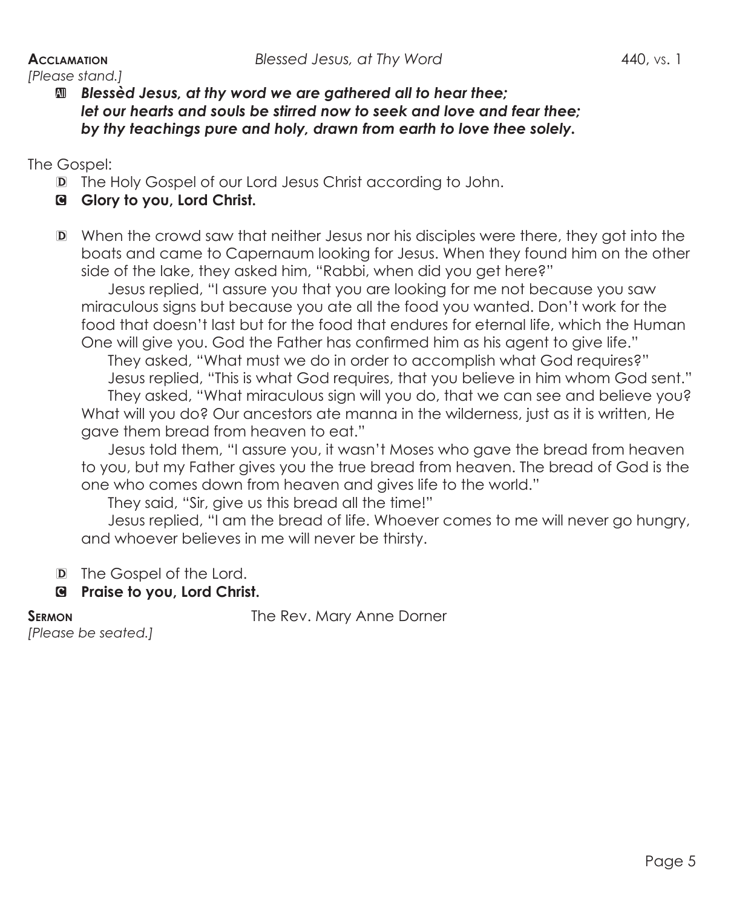**Acclamation** *Blessed Jesus, at Thy Word* 440, vs. 1

*[Please stand.]*

A ***Blessèd Jesus, at thy word we are gathered all to hear thee;***
***let our hearts and souls be stirred now to seek and love and fear thee;***
***by thy teachings pure and holy, drawn from earth to love thee solely.***

The Gospel:

D The Holy Gospel of our Lord Jesus Christ according to John.

C **Glory to you, Lord Christ.**

D When the crowd saw that neither Jesus nor his disciples were there, they got into the boats and came to Capernaum looking for Jesus. When they found him on the other side of the lake, they asked him, "Rabbi, when did you get here?"

Jesus replied, "I assure you that you are looking for me not because you saw miraculous signs but because you ate all the food you wanted. Don't work for the food that doesn't last but for the food that endures for eternal life, which the Human One will give you. God the Father has confirmed him as his agent to give life."

They asked, "What must we do in order to accomplish what God requires?"

Jesus replied, "This is what God requires, that you believe in him whom God sent."

They asked, "What miraculous sign will you do, that we can see and believe you? What will you do? Our ancestors ate manna in the wilderness, just as it is written, He gave them bread from heaven to eat."

Jesus told them, "I assure you, it wasn't Moses who gave the bread from heaven to you, but my Father gives you the true bread from heaven. The bread of God is the one who comes down from heaven and gives life to the world."

They said, "Sir, give us this bread all the time!"

Jesus replied, "I am the bread of life. Whoever comes to me will never go hungry, and whoever believes in me will never be thirsty.

D The Gospel of the Lord.

C **Praise to you, Lord Christ.**

**Sermon** The Rev. Mary Anne Dorner

*[Please be seated.]*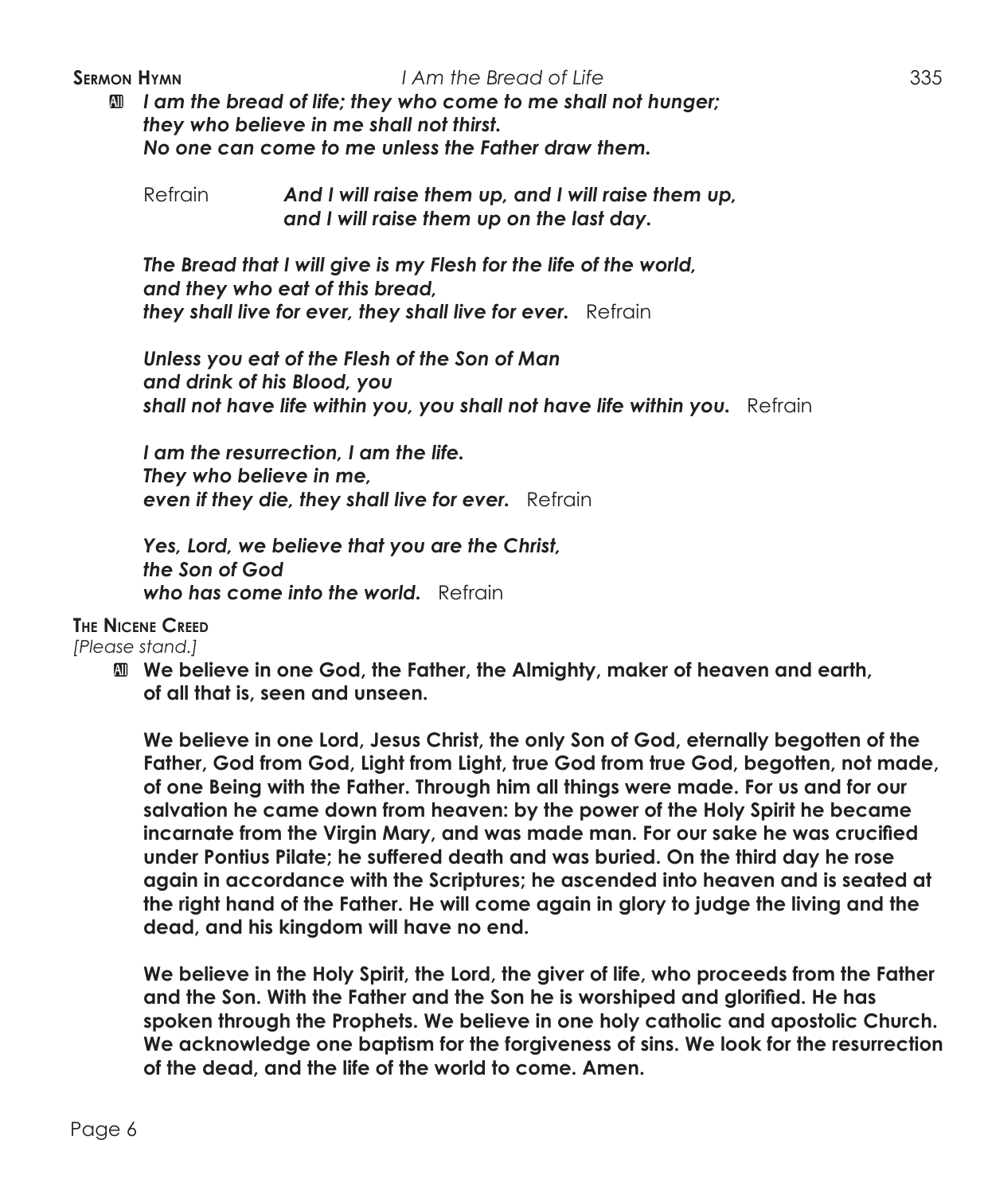**Sermon Hymn** *I Am the Bread of Life* 335

℣ ***I am the bread of life; they who come to me shall not hunger;***
***they who believe in me shall not thirst.***
***No one can come to me unless the Father draw them.***

Refrain ***And I will raise them up, and I will raise them up,***
***and I will raise them up on the last day.***

***The Bread that I will give is my Flesh for the life of the world,***
***and they who eat of this bread,***
***they shall live for ever, they shall live for ever.*** Refrain

***Unless you eat of the Flesh of the Son of Man***
***and drink of his Blood, you***
***shall not have life within you, you shall not have life within you.*** Refrain

***I am the resurrection, I am the life.***
***They who believe in me,***
***even if they die, they shall live for ever.*** Refrain

***Yes, Lord, we believe that you are the Christ,***
***the Son of God***
***who has come into the world.*** Refrain

**The Nicene Creed**

*[Please stand.]*

℣ **We believe in one God, the Father, the Almighty, maker of heaven and earth, of all that is, seen and unseen.**

**We believe in one Lord, Jesus Christ, the only Son of God, eternally begotten of the Father, God from God, Light from Light, true God from true God, begotten, not made, of one Being with the Father. Through him all things were made. For us and for our salvation he came down from heaven: by the power of the Holy Spirit he became incarnate from the Virgin Mary, and was made man. For our sake he was crucified under Pontius Pilate; he suffered death and was buried. On the third day he rose again in accordance with the Scriptures; he ascended into heaven and is seated at the right hand of the Father. He will come again in glory to judge the living and the dead, and his kingdom will have no end.**

**We believe in the Holy Spirit, the Lord, the giver of life, who proceeds from the Father and the Son. With the Father and the Son he is worshiped and glorified. He has spoken through the Prophets. We believe in one holy catholic and apostolic Church. We acknowledge one baptism for the forgiveness of sins. We look for the resurrection of the dead, and the life of the world to come. Amen.**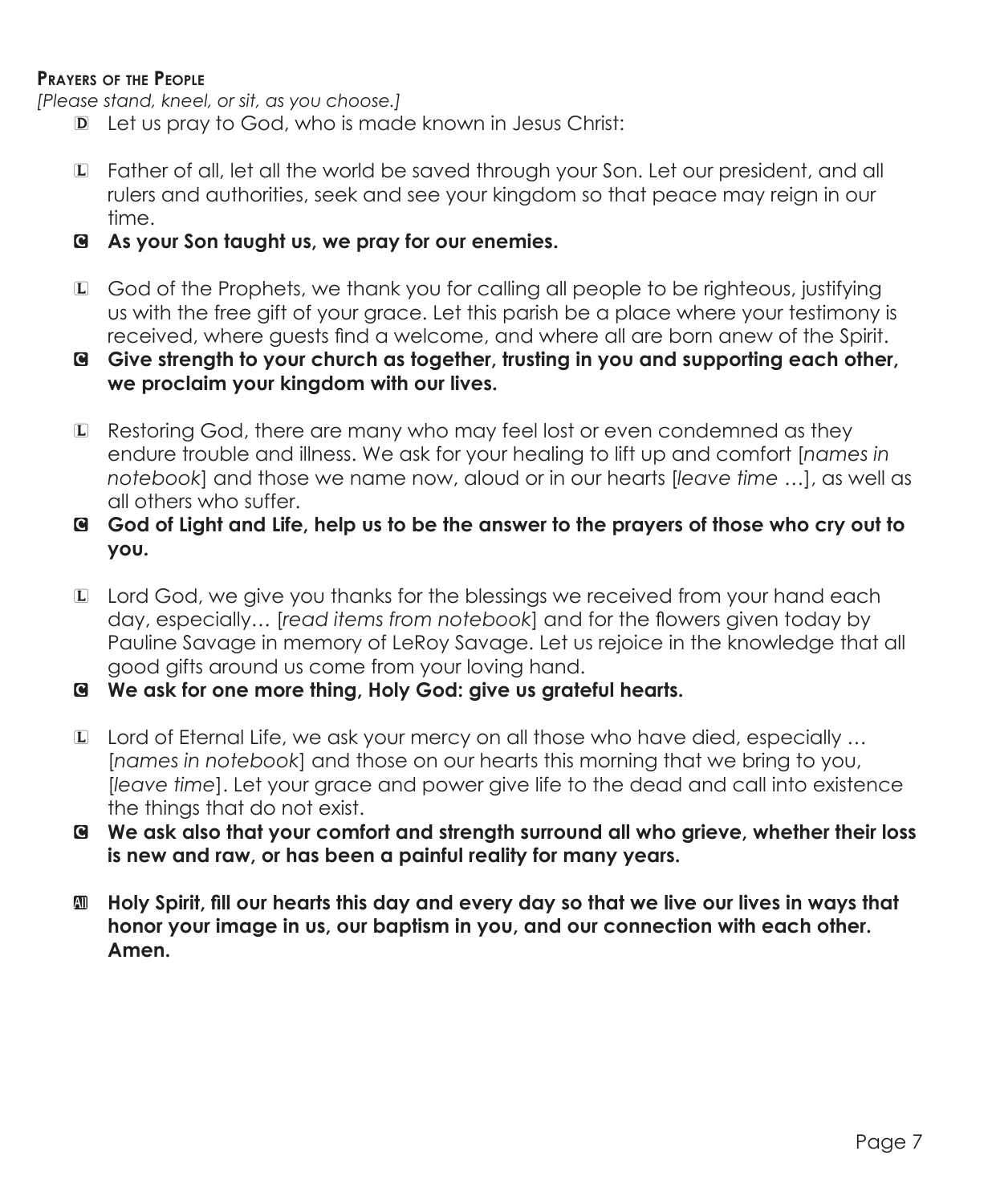**Prayers of the People**

*[Please stand, kneel, or sit, as you choose.]*

D Let us pray to God, who is made known in Jesus Christ:

L Father of all, let all the world be saved through your Son. Let our president, and all rulers and authorities, seek and see your kingdom so that peace may reign in our time.

**C As your Son taught us, we pray for our enemies.**

L God of the Prophets, we thank you for calling all people to be righteous, justifying us with the free gift of your grace. Let this parish be a place where your testimony is received, where guests find a welcome, and where all are born anew of the Spirit.

**C Give strength to your church as together, trusting in you and supporting each other, we proclaim your kingdom with our lives.**

L Restoring God, there are many who may feel lost or even condemned as they endure trouble and illness. We ask for your healing to lift up and comfort [*names in notebook*] and those we name now, aloud or in our hearts [*leave time* …], as well as all others who suffer.

**C God of Light and Life, help us to be the answer to the prayers of those who cry out to you.**

L Lord God, we give you thanks for the blessings we received from your hand each day, especially… [*read items from notebook*] and for the flowers given today by Pauline Savage in memory of LeRoy Savage. Let us rejoice in the knowledge that all good gifts around us come from your loving hand.

**C We ask for one more thing, Holy God: give us grateful hearts.**

L Lord of Eternal Life, we ask your mercy on all those who have died, especially … [*names in notebook*] and those on our hearts this morning that we bring to you, [*leave time*]. Let your grace and power give life to the dead and call into existence the things that do not exist.

**C We ask also that your comfort and strength surround all who grieve, whether their loss is new and raw, or has been a painful reality for many years.**

**All Holy Spirit, fill our hearts this day and every day so that we live our lives in ways that honor your image in us, our baptism in you, and our connection with each other. Amen.**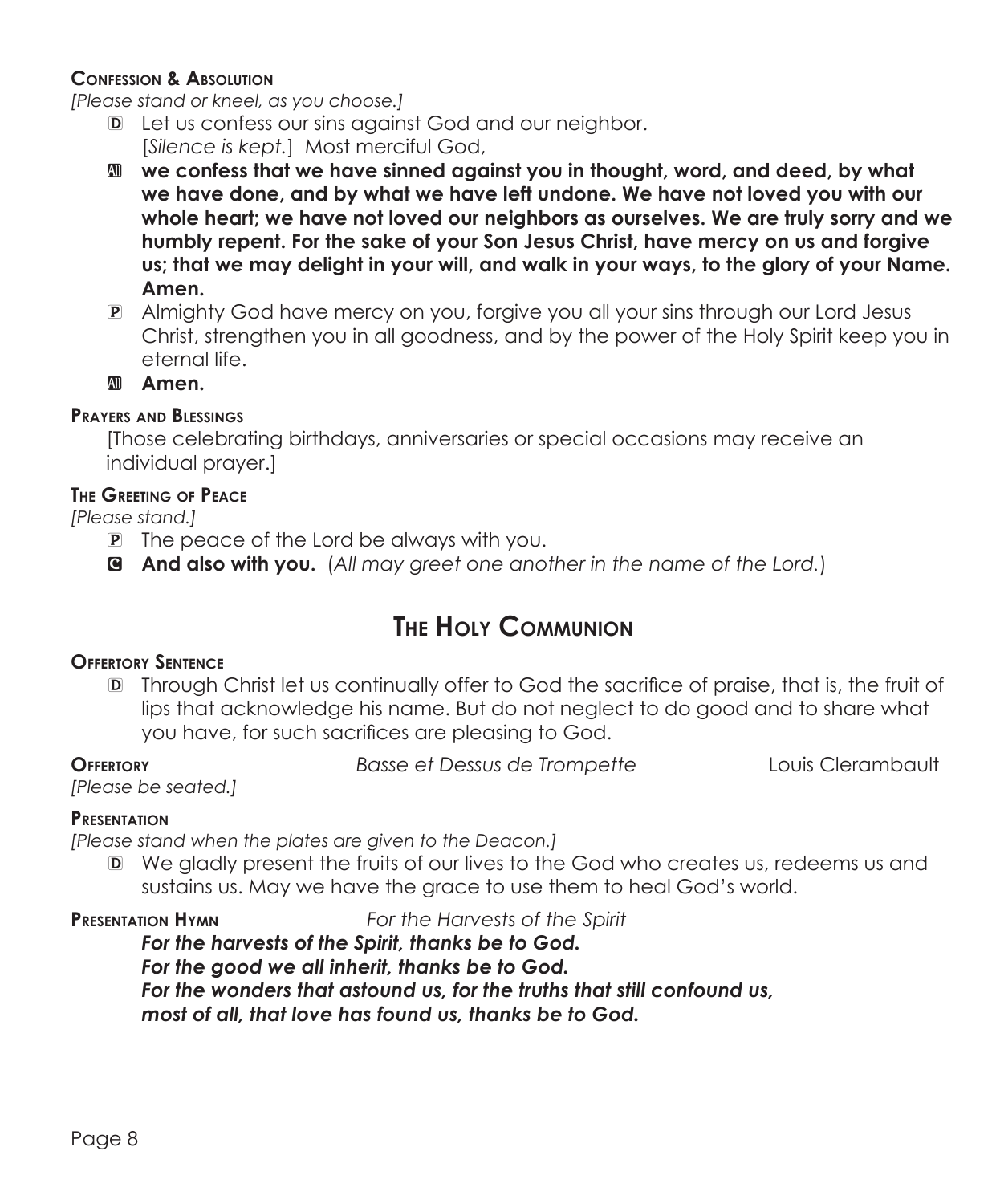#### Confession & Absolution

*[Please stand or kneel, as you choose.]*

D Let us confess our sins against God and our neighbor.
[*Silence is kept.*] Most merciful God,

All **we confess that we have sinned against you in thought, word, and deed, by what we have done, and by what we have left undone. We have not loved you with our whole heart; we have not loved our neighbors as ourselves. We are truly sorry and we humbly repent. For the sake of your Son Jesus Christ, have mercy on us and forgive us; that we may delight in your will, and walk in your ways, to the glory of your Name. Amen.**

P Almighty God have mercy on you, forgive you all your sins through our Lord Jesus Christ, strengthen you in all goodness, and by the power of the Holy Spirit keep you in eternal life.

All **Amen.**

#### Prayers and Blessings

[Those celebrating birthdays, anniversaries or special occasions may receive an individual prayer.]

#### The Greeting of Peace

*[Please stand.]*

P The peace of the Lord be always with you.

C **And also with you.** (*All may greet one another in the name of the Lord.*)

## The Holy Communion

#### Offertory Sentence

D Through Christ let us continually offer to God the sacrifice of praise, that is, the fruit of lips that acknowledge his name. But do not neglect to do good and to share what you have, for such sacrifices are pleasing to God.

**Offertory** *Basse et Dessus de Trompette* Louis Clerambault

*[Please be seated.]*

#### Presentation

*[Please stand when the plates are given to the Deacon.]*

D We gladly present the fruits of our lives to the God who creates us, redeems us and sustains us. May we have the grace to use them to heal God's world.

**Presentation Hymn** *For the Harvests of the Spirit*

***For the harvests of the Spirit, thanks be to God.***
***For the good we all inherit, thanks be to God.***
***For the wonders that astound us, for the truths that still confound us,***
***most of all, that love has found us, thanks be to God.***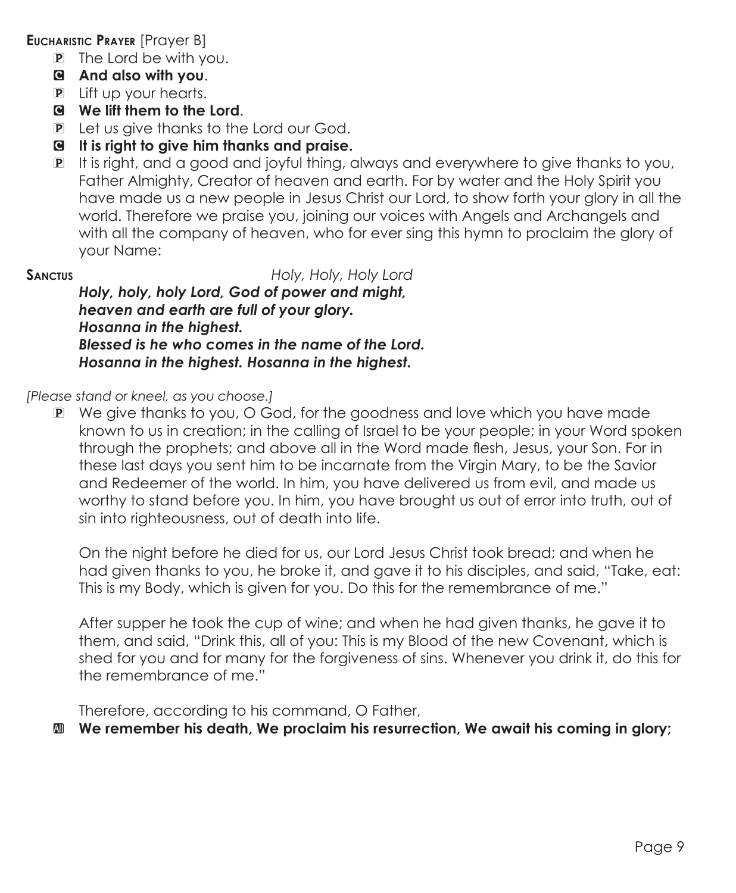**Eucharistic Prayer** [Prayer B]

P The Lord be with you.

C **And also with you**.

P Lift up your hearts.

C **We lift them to the Lord**.

P Let us give thanks to the Lord our God.

C **It is right to give him thanks and praise.**

P It is right, and a good and joyful thing, always and everywhere to give thanks to you, Father Almighty, Creator of heaven and earth. For by water and the Holy Spirit you have made us a new people in Jesus Christ our Lord, to show forth your glory in all the world. Therefore we praise you, joining our voices with Angels and Archangels and with all the company of heaven, who for ever sing this hymn to proclaim the glory of your Name:

**Sanctus** *Holy, Holy, Holy Lord*

***Holy, holy, holy Lord, God of power and might,***
***heaven and earth are full of your glory.***
***Hosanna in the highest.***
***Blessed is he who comes in the name of the Lord.***
***Hosanna in the highest. Hosanna in the highest.***

*[Please stand or kneel, as you choose.]*

P We give thanks to you, O God, for the goodness and love which you have made known to us in creation; in the calling of Israel to be your people; in your Word spoken through the prophets; and above all in the Word made flesh, Jesus, your Son. For in these last days you sent him to be incarnate from the Virgin Mary, to be the Savior and Redeemer of the world. In him, you have delivered us from evil, and made us worthy to stand before you. In him, you have brought us out of error into truth, out of sin into righteousness, out of death into life.

On the night before he died for us, our Lord Jesus Christ took bread; and when he had given thanks to you, he broke it, and gave it to his disciples, and said, "Take, eat: This is my Body, which is given for you. Do this for the remembrance of me."

After supper he took the cup of wine; and when he had given thanks, he gave it to them, and said, "Drink this, all of you: This is my Blood of the new Covenant, which is shed for you and for many for the forgiveness of sins. Whenever you drink it, do this for the remembrance of me."

Therefore, according to his command, O Father,

All **We remember his death, We proclaim his resurrection, We await his coming in glory;**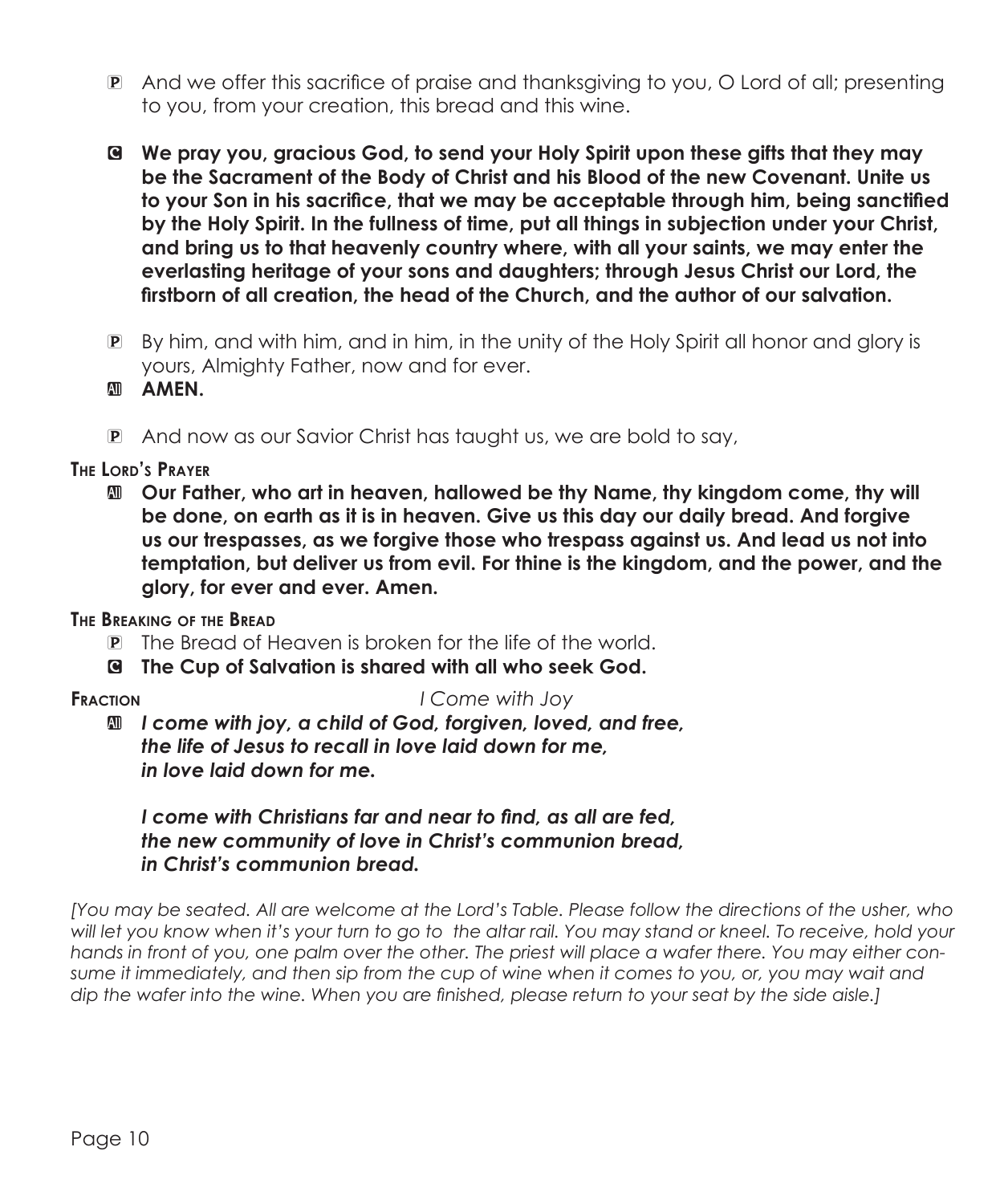P And we offer this sacrifice of praise and thanksgiving to you, O Lord of all; presenting to you, from your creation, this bread and this wine.

C **We pray you, gracious God, to send your Holy Spirit upon these gifts that they may be the Sacrament of the Body of Christ and his Blood of the new Covenant. Unite us to your Son in his sacrifice, that we may be acceptable through him, being sanctified by the Holy Spirit. In the fullness of time, put all things in subjection under your Christ, and bring us to that heavenly country where, with all your saints, we may enter the everlasting heritage of your sons and daughters; through Jesus Christ our Lord, the firstborn of all creation, the head of the Church, and the author of our salvation.**

P By him, and with him, and in him, in the unity of the Holy Spirit all honor and glory is yours, Almighty Father, now and for ever.

All **AMEN.**

P And now as our Savior Christ has taught us, we are bold to say,

**The Lord's Prayer**

All **Our Father, who art in heaven, hallowed be thy Name, thy kingdom come, thy will be done, on earth as it is in heaven. Give us this day our daily bread. And forgive us our trespasses, as we forgive those who trespass against us. And lead us not into temptation, but deliver us from evil. For thine is the kingdom, and the power, and the glory, for ever and ever. Amen.**

**The Breaking of the Bread**

P The Bread of Heaven is broken for the life of the world.

C **The Cup of Salvation is shared with all who seek God.**

**Fraction** *I Come with Joy*

All ***I come with joy, a child of God, forgiven, loved, and free,***
***the life of Jesus to recall in love laid down for me,***
***in love laid down for me.***

***I come with Christians far and near to find, as all are fed,***
***the new community of love in Christ's communion bread,***
***in Christ's communion bread.***

*[You may be seated. All are welcome at the Lord's Table. Please follow the directions of the usher, who will let you know when it's your turn to go to the altar rail. You may stand or kneel. To receive, hold your hands in front of you, one palm over the other. The priest will place a wafer there. You may either consume it immediately, and then sip from the cup of wine when it comes to you, or, you may wait and dip the wafer into the wine. When you are finished, please return to your seat by the side aisle.]*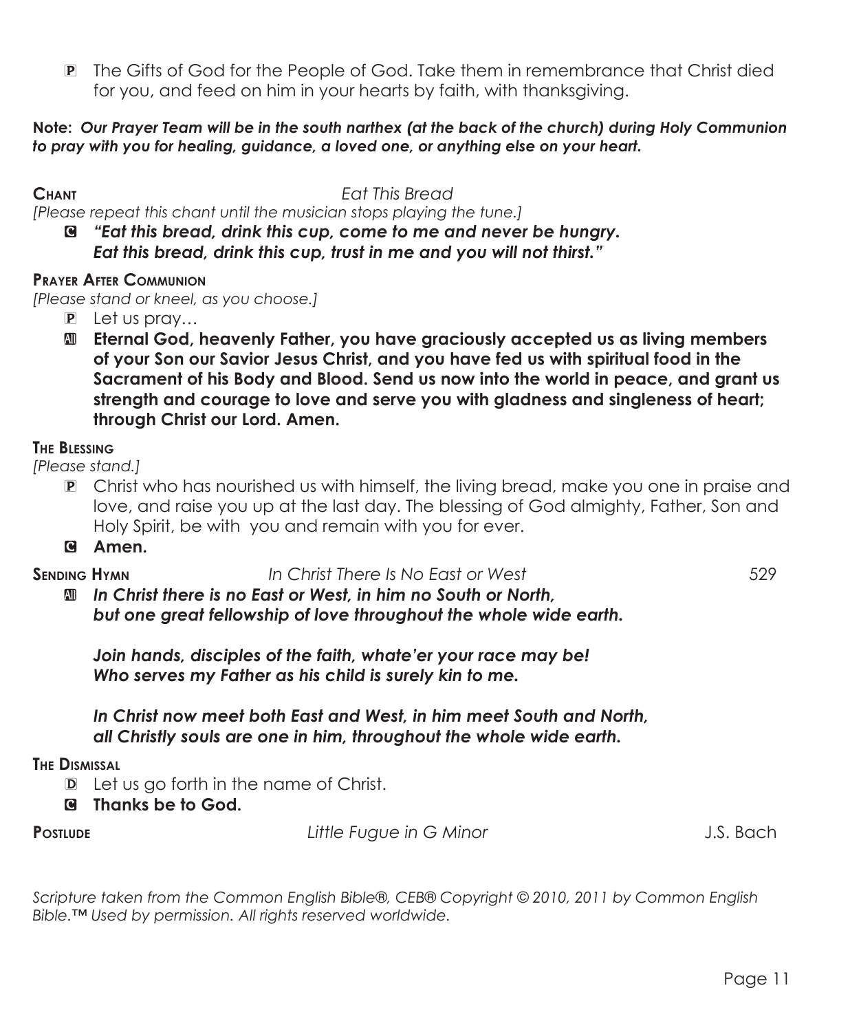P The Gifts of God for the People of God. Take them in remembrance that Christ died for you, and feed on him in your hearts by faith, with thanksgiving.

**Note:** ***Our Prayer Team will be in the south narthex (at the back of the church) during Holy Communion to pray with you for healing, guidance, a loved one, or anything else on your heart.***

**Chant** *Eat This Bread*

*[Please repeat this chant until the musician stops playing the tune.]*

C ***"Eat this bread, drink this cup, come to me and never be hungry.***
***Eat this bread, drink this cup, trust in me and you will not thirst."***

**Prayer After Communion**

*[Please stand or kneel, as you choose.]*

P Let us pray…

All **Eternal God, heavenly Father, you have graciously accepted us as living members of your Son our Savior Jesus Christ, and you have fed us with spiritual food in the Sacrament of his Body and Blood. Send us now into the world in peace, and grant us strength and courage to love and serve you with gladness and singleness of heart; through Christ our Lord. Amen.**

**The Blessing**

*[Please stand.]*

P Christ who has nourished us with himself, the living bread, make you one in praise and love, and raise you up at the last day. The blessing of God almighty, Father, Son and Holy Spirit, be with you and remain with you for ever.

C **Amen.**

**Sending Hymn** *In Christ There Is No East or West* 529

All ***In Christ there is no East or West, in him no South or North,***
***but one great fellowship of love throughout the whole wide earth.***

***Join hands, disciples of the faith, whate'er your race may be!***
***Who serves my Father as his child is surely kin to me.***

***In Christ now meet both East and West, in him meet South and North,***
***all Christly souls are one in him, throughout the whole wide earth.***

**The Dismissal**

D Let us go forth in the name of Christ.

C **Thanks be to God.**

**Postlude** *Little Fugue in G Minor* J.S. Bach

*Scripture taken from the Common English Bible®, CEB® Copyright © 2010, 2011 by Common English Bible.™ Used by permission. All rights reserved worldwide.*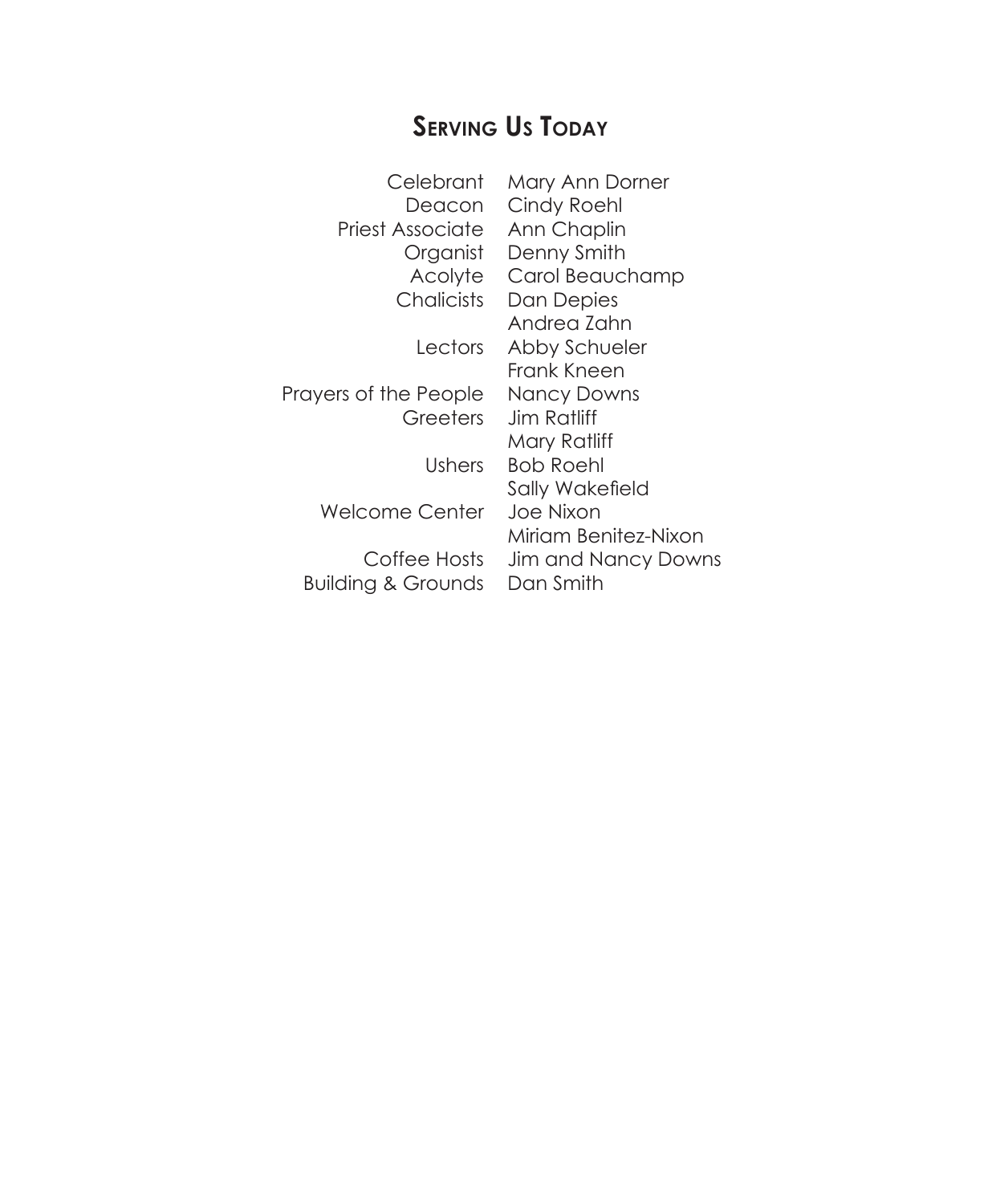## Serving Us Today

| | |
|---|---|
| Celebrant | Mary Ann Dorner |
| Deacon | Cindy Roehl |
| Priest Associate | Ann Chaplin |
| Organist | Denny Smith |
| Acolyte | Carol Beauchamp |
| Chalicists | Dan Depies |
| | Andrea Zahn |
| Lectors | Abby Schueler |
| | Frank Kneen |
| Prayers of the People | Nancy Downs |
| Greeters | Jim Ratliff |
| | Mary Ratliff |
| Ushers | Bob Roehl |
| | Sally Wakefield |
| Welcome Center | Joe Nixon |
| | Miriam Benitez-Nixon |
| Coffee Hosts | Jim and Nancy Downs |
| Building & Grounds | Dan Smith |